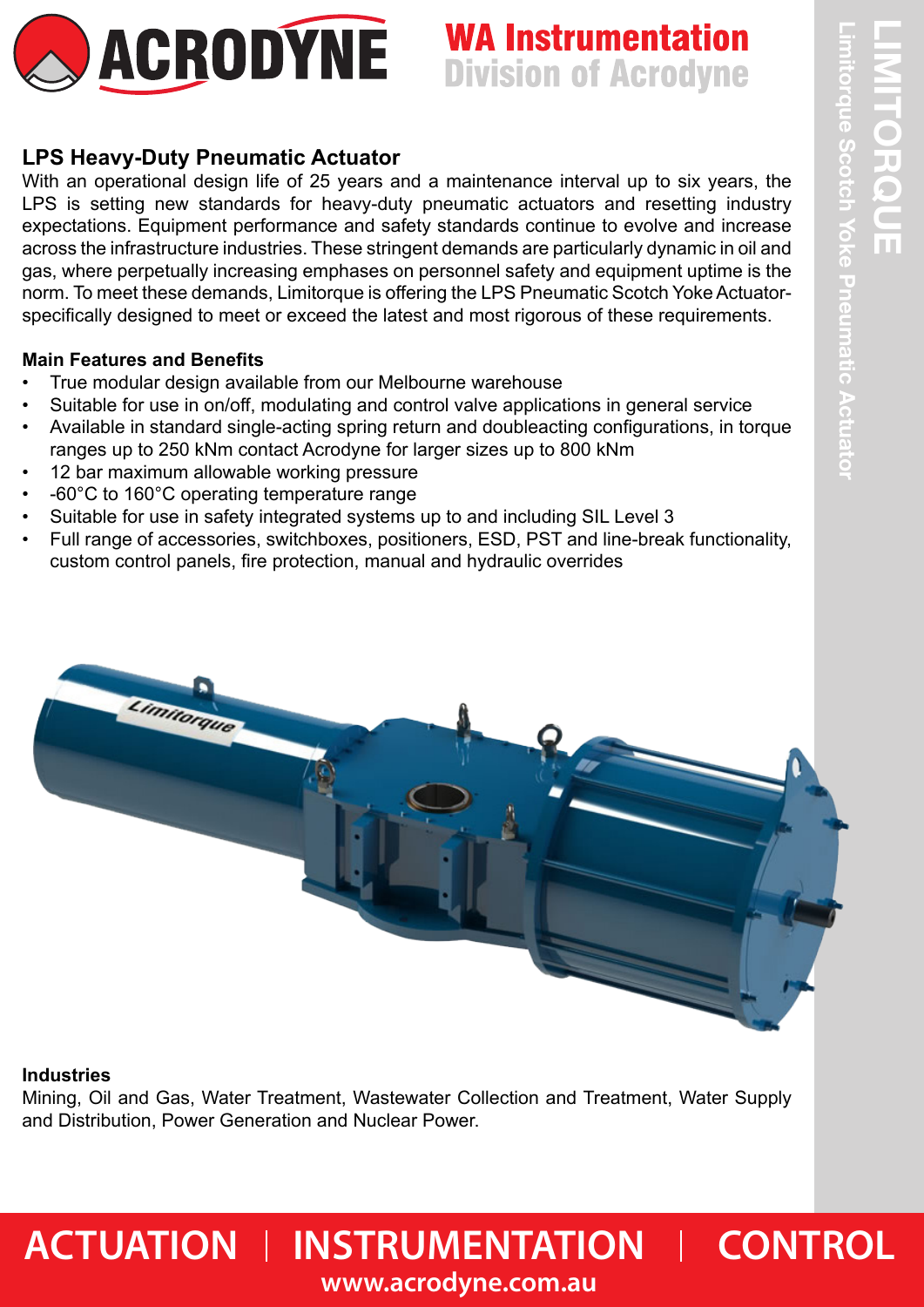# ACRODYNE

**WA Instrumentation**
**Division of Acrodyne**

LIMITORQUE
Limitorque Scotch Yoke Pneumatic Actuator

## LPS Heavy-Duty Pneumatic Actuator

With an operational design life of 25 years and a maintenance interval up to six years, the LPS is setting new standards for heavy-duty pneumatic actuators and resetting industry expectations. Equipment performance and safety standards continue to evolve and increase across the infrastructure industries. These stringent demands are particularly dynamic in oil and gas, where perpetually increasing emphases on personnel safety and equipment uptime is the norm. To meet these demands, Limitorque is offering the LPS Pneumatic Scotch Yoke Actuator- specifically designed to meet or exceed the latest and most rigorous of these requirements.

### Main Features and Benefits

- True modular design available from our Melbourne warehouse
- Suitable for use in on/off, modulating and control valve applications in general service
- Available in standard single-acting spring return and doubleacting configurations, in torque ranges up to 250 kNm contact Acrodyne for larger sizes up to 800 kNm
- 12 bar maximum allowable working pressure
- -60°C to 160°C operating temperature range
- Suitable for use in safety integrated systems up to and including SIL Level 3
- Full range of accessories, switchboxes, positioners, ESD, PST and line-break functionality, custom control panels, fire protection, manual and hydraulic overrides

### Industries

Mining, Oil and Gas, Water Treatment, Wastewater Collection and Treatment, Water Supply and Distribution, Power Generation and Nuclear Power.

**ACTUATION | INSTRUMENTATION | CONTROL**
www.acrodyne.com.au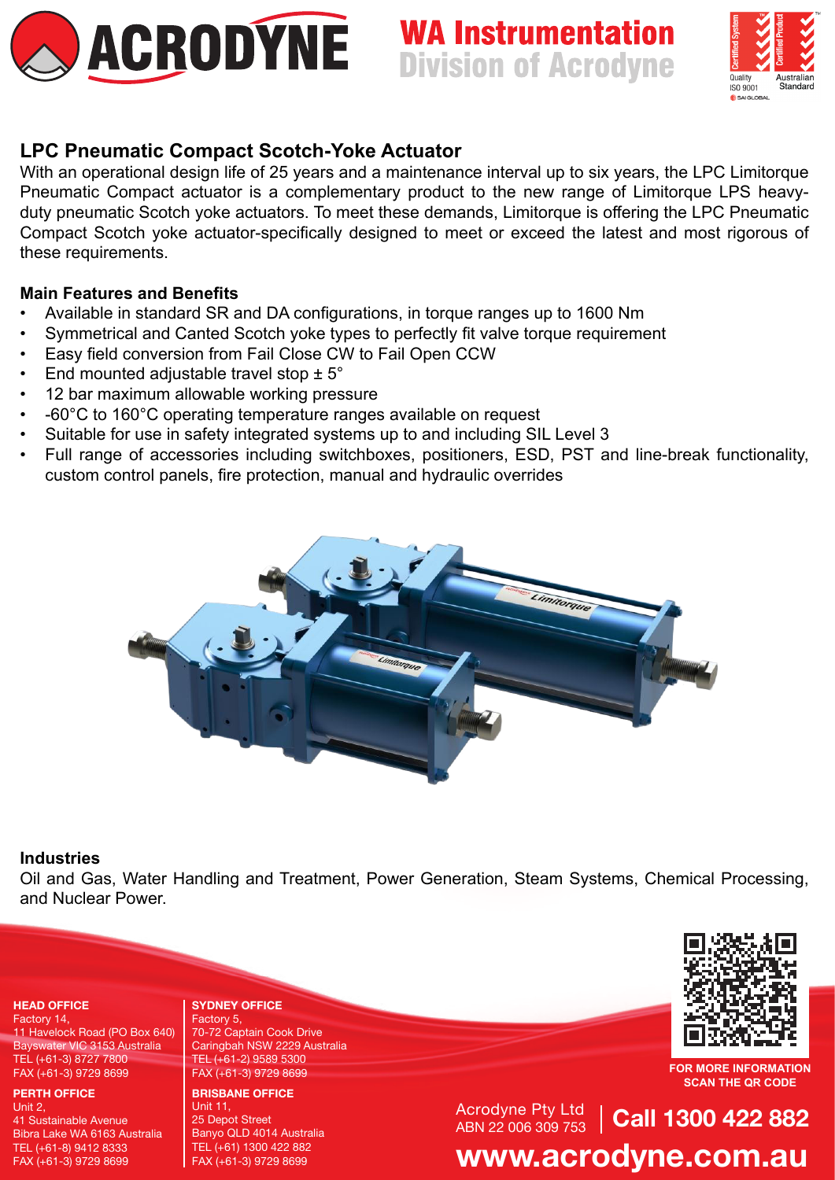## LPC Pneumatic Compact Scotch-Yoke Actuator

With an operational design life of 25 years and a maintenance interval up to six years, the LPC Limitorque Pneumatic Compact actuator is a complementary product to the new range of Limitorque LPS heavy-duty pneumatic Scotch yoke actuators. To meet these demands, Limitorque is offering the LPC Pneumatic Compact Scotch yoke actuator-specifically designed to meet or exceed the latest and most rigorous of these requirements.

### Main Features and Benefits

- Available in standard SR and DA configurations, in torque ranges up to 1600 Nm
- Symmetrical and Canted Scotch yoke types to perfectly fit valve torque requirement
- Easy field conversion from Fail Close CW to Fail Open CCW
- End mounted adjustable travel stop ± 5°
- 12 bar maximum allowable working pressure
- -60°C to 160°C operating temperature ranges available on request
- Suitable for use in safety integrated systems up to and including SIL Level 3
- Full range of accessories including switchboxes, positioners, ESD, PST and line-break functionality, custom control panels, fire protection, manual and hydraulic overrides

### Industries

Oil and Gas, Water Handling and Treatment, Power Generation, Steam Systems, Chemical Processing, and Nuclear Power.

**HEAD OFFICE**
Factory 14,
11 Havelock Road (PO Box 640)
Bayswater VIC 3153 Australia
TEL (+61-3) 8727 7800
FAX (+61-3) 9729 8699

**PERTH OFFICE**
Unit 2,
41 Sustainable Avenue
Bibra Lake WA 6163 Australia
TEL (+61-8) 9412 8333
FAX (+61-3) 9729 8699

**SYDNEY OFFICE**
Factory 5,
70-72 Captain Cook Drive
Caringbah NSW 2229 Australia
TEL (+61-2) 9589 5300
FAX (+61-3) 9729 8699

**BRISBANE OFFICE**
Unit 11,
25 Depot Street
Banyo QLD 4014 Australia
TEL (+61) 1300 422 882
FAX (+61-3) 9729 8699

**FOR MORE INFORMATION SCAN THE QR CODE**

Acrodyne Pty Ltd
ABN 22 006 309 753

**Call 1300 422 882**

**www.acrodyne.com.au**